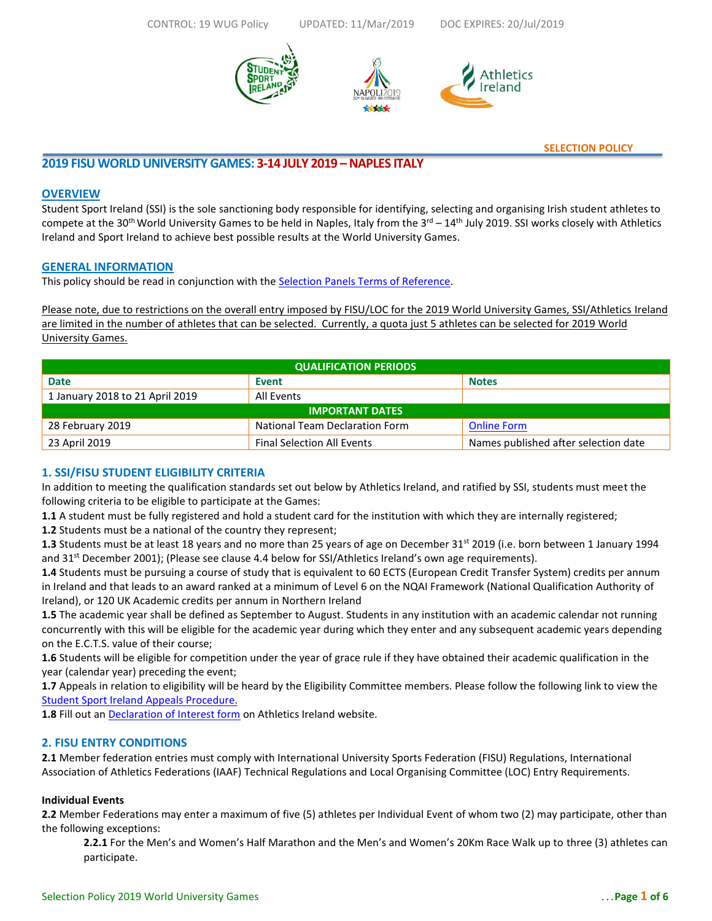CONTROL: 19 WUG Policy UPDATED: 11/Mar/2019 DOC EXPIRES: 20/Jul/2019

**SELECTION POLICY**

# 2019 FISU WORLD UNIVERSITY GAMES: 3-14 JULY 2019 – NAPLES ITALY

## OVERVIEW

Student Sport Ireland (SSI) is the sole sanctioning body responsible for identifying, selecting and organising Irish student athletes to compete at the 30th World University Games to be held in Naples, Italy from the 3rd – 14th July 2019. SSI works closely with Athletics Ireland and Sport Ireland to achieve best possible results at the World University Games.

## GENERAL INFORMATION

This policy should be read in conjunction with the Selection Panels Terms of Reference.

Please note, due to restrictions on the overall entry imposed by FISU/LOC for the 2019 World University Games, SSI/Athletics Ireland are limited in the number of athletes that can be selected. Currently, a quota just 5 athletes can be selected for 2019 World University Games.

| QUALIFICATION PERIODS | | |
|---|---|---|
| **Date** | **Event** | **Notes** |
| 1 January 2018 to 21 April 2019 | All Events | |
| **IMPORTANT DATES** | | |
| 28 February 2019 | National Team Declaration Form | Online Form |
| 23 April 2019 | Final Selection All Events | Names published after selection date |

## 1. SSI/FISU STUDENT ELIGIBILITY CRITERIA

In addition to meeting the qualification standards set out below by Athletics Ireland, and ratified by SSI, students must meet the following criteria to be eligible to participate at the Games:

**1.1** A student must be fully registered and hold a student card for the institution with which they are internally registered;

**1.2** Students must be a national of the country they represent;

**1.3** Students must be at least 18 years and no more than 25 years of age on December 31st 2019 (i.e. born between 1 January 1994 and 31st December 2001); (Please see clause 4.4 below for SSI/Athletics Ireland's own age requirements).

**1.4** Students must be pursuing a course of study that is equivalent to 60 ECTS (European Credit Transfer System) credits per annum in Ireland and that leads to an award ranked at a minimum of Level 6 on the NQAI Framework (National Qualification Authority of Ireland), or 120 UK Academic credits per annum in Northern Ireland

**1.5** The academic year shall be defined as September to August. Students in any institution with an academic calendar not running concurrently with this will be eligible for the academic year during which they enter and any subsequent academic years depending on the E.C.T.S. value of their course;

**1.6** Students will be eligible for competition under the year of grace rule if they have obtained their academic qualification in the year (calendar year) preceding the event;

**1.7** Appeals in relation to eligibility will be heard by the Eligibility Committee members. Please follow the following link to view the Student Sport Ireland Appeals Procedure.

**1.8** Fill out an Declaration of Interest form on Athletics Ireland website.

## 2. FISU ENTRY CONDITIONS

**2.1** Member federation entries must comply with International University Sports Federation (FISU) Regulations, International Association of Athletics Federations (IAAF) Technical Regulations and Local Organising Committee (LOC) Entry Requirements.

### Individual Events

**2.2** Member Federations may enter a maximum of five (5) athletes per Individual Event of whom two (2) may participate, other than the following exceptions:

- **2.2.1** For the Men's and Women's Half Marathon and the Men's and Women's 20Km Race Walk up to three (3) athletes can participate.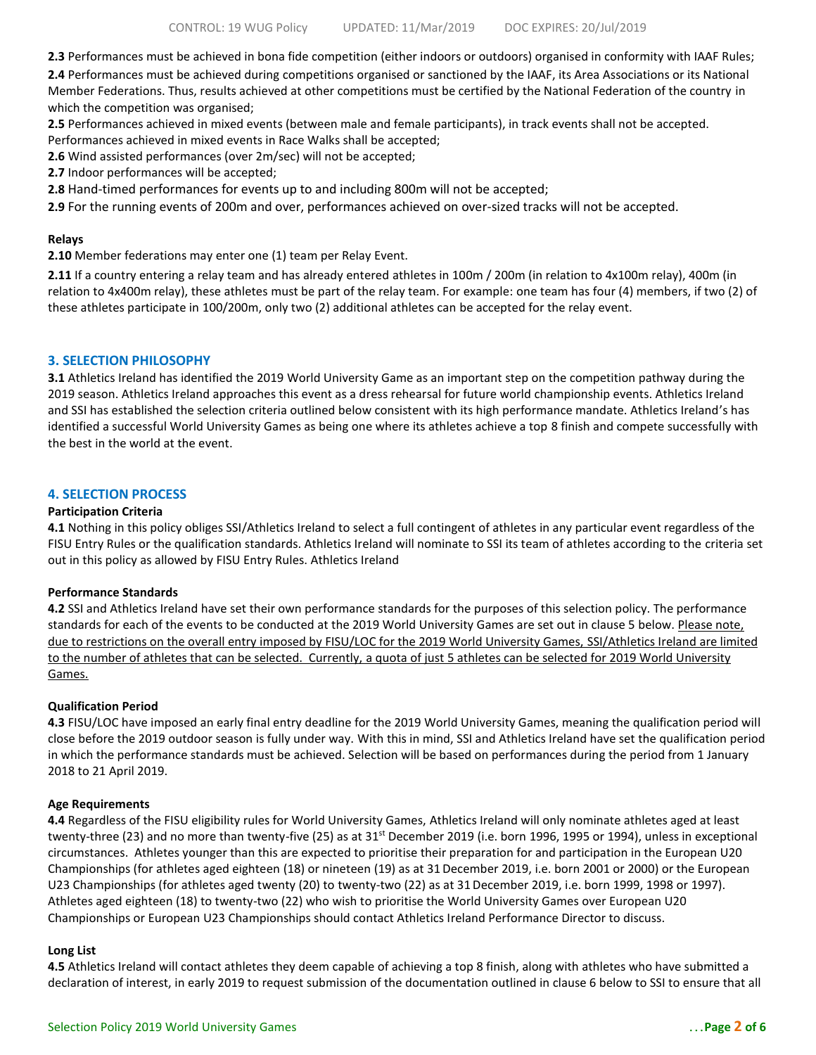**2.3** Performances must be achieved in bona fide competition (either indoors or outdoors) organised in conformity with IAAF Rules;

**2.4** Performances must be achieved during competitions organised or sanctioned by the IAAF, its Area Associations or its National Member Federations. Thus, results achieved at other competitions must be certified by the National Federation of the country in which the competition was organised;

**2.5** Performances achieved in mixed events (between male and female participants), in track events shall not be accepted. Performances achieved in mixed events in Race Walks shall be accepted;

**2.6** Wind assisted performances (over 2m/sec) will not be accepted;

**2.7** Indoor performances will be accepted;

**2.8** Hand-timed performances for events up to and including 800m will not be accepted;

**2.9** For the running events of 200m and over, performances achieved on over-sized tracks will not be accepted.

**Relays**

**2.10** Member federations may enter one (1) team per Relay Event.

**2.11** If a country entering a relay team and has already entered athletes in 100m / 200m (in relation to 4x100m relay), 400m (in relation to 4x400m relay), these athletes must be part of the relay team. For example: one team has four (4) members, if two (2) of these athletes participate in 100/200m, only two (2) additional athletes can be accepted for the relay event.

## 3. SELECTION PHILOSOPHY

**3.1** Athletics Ireland has identified the 2019 World University Game as an important step on the competition pathway during the 2019 season. Athletics Ireland approaches this event as a dress rehearsal for future world championship events. Athletics Ireland and SSI has established the selection criteria outlined below consistent with its high performance mandate. Athletics Ireland's has identified a successful World University Games as being one where its athletes achieve a top 8 finish and compete successfully with the best in the world at the event.

## 4. SELECTION PROCESS

**Participation Criteria**

**4.1** Nothing in this policy obliges SSI/Athletics Ireland to select a full contingent of athletes in any particular event regardless of the FISU Entry Rules or the qualification standards. Athletics Ireland will nominate to SSI its team of athletes according to the criteria set out in this policy as allowed by FISU Entry Rules. Athletics Ireland

**Performance Standards**

**4.2** SSI and Athletics Ireland have set their own performance standards for the purposes of this selection policy. The performance standards for each of the events to be conducted at the 2019 World University Games are set out in clause 5 below. Please note, due to restrictions on the overall entry imposed by FISU/LOC for the 2019 World University Games, SSI/Athletics Ireland are limited to the number of athletes that can be selected. Currently, a quota of just 5 athletes can be selected for 2019 World University Games.

**Qualification Period**

**4.3** FISU/LOC have imposed an early final entry deadline for the 2019 World University Games, meaning the qualification period will close before the 2019 outdoor season is fully under way. With this in mind, SSI and Athletics Ireland have set the qualification period in which the performance standards must be achieved. Selection will be based on performances during the period from 1 January 2018 to 21 April 2019.

**Age Requirements**

**4.4** Regardless of the FISU eligibility rules for World University Games, Athletics Ireland will only nominate athletes aged at least twenty-three (23) and no more than twenty-five (25) as at 31st December 2019 (i.e. born 1996, 1995 or 1994), unless in exceptional circumstances. Athletes younger than this are expected to prioritise their preparation for and participation in the European U20 Championships (for athletes aged eighteen (18) or nineteen (19) as at 31 December 2019, i.e. born 2001 or 2000) or the European U23 Championships (for athletes aged twenty (20) to twenty-two (22) as at 31 December 2019, i.e. born 1999, 1998 or 1997). Athletes aged eighteen (18) to twenty-two (22) who wish to prioritise the World University Games over European U20 Championships or European U23 Championships should contact Athletics Ireland Performance Director to discuss.

**Long List**

**4.5** Athletics Ireland will contact athletes they deem capable of achieving a top 8 finish, along with athletes who have submitted a declaration of interest, in early 2019 to request submission of the documentation outlined in clause 6 below to SSI to ensure that all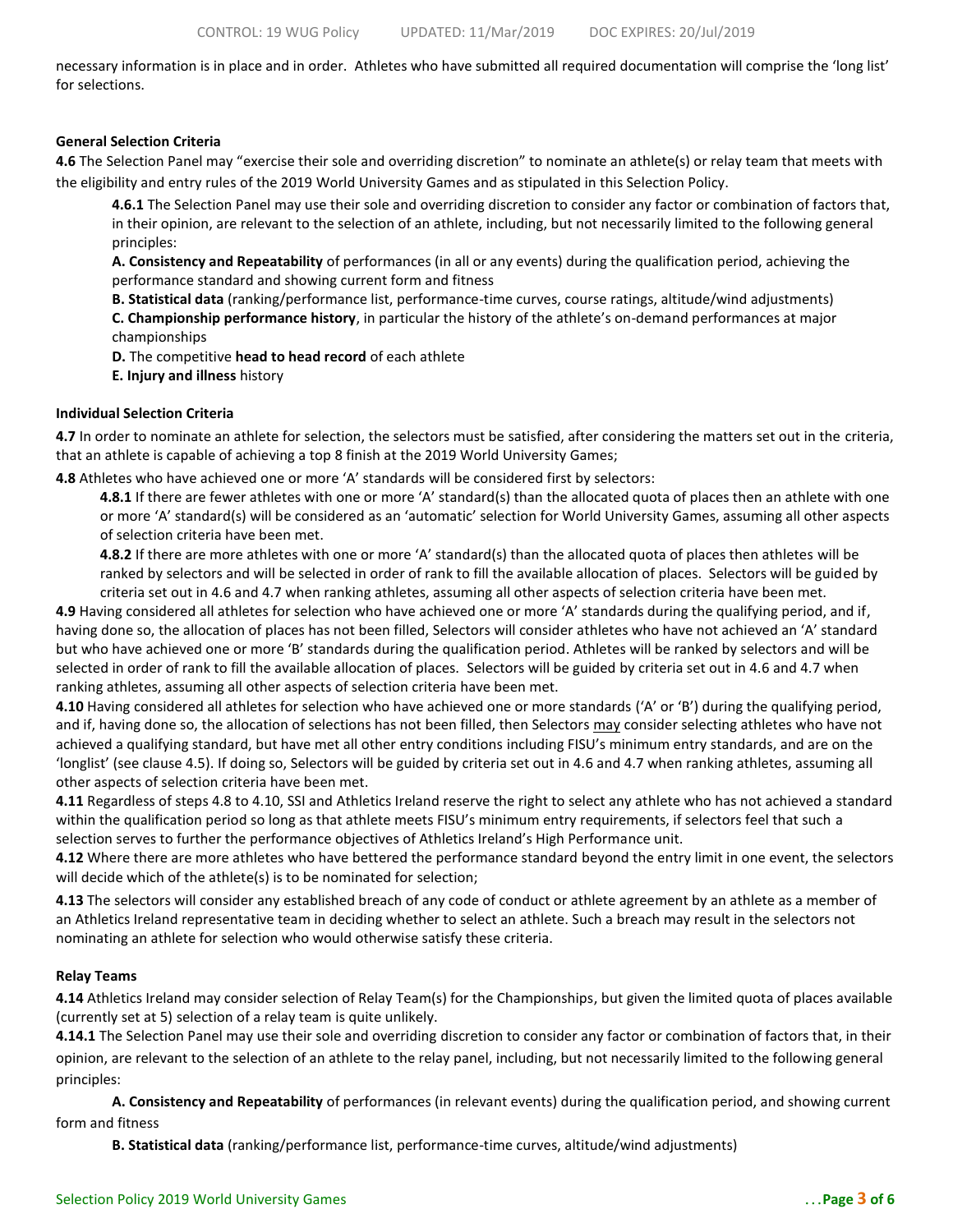necessary information is in place and in order. Athletes who have submitted all required documentation will comprise the 'long list' for selections.

**General Selection Criteria**

**4.6** The Selection Panel may "exercise their sole and overriding discretion" to nominate an athlete(s) or relay team that meets with the eligibility and entry rules of the 2019 World University Games and as stipulated in this Selection Policy.

**4.6.1** The Selection Panel may use their sole and overriding discretion to consider any factor or combination of factors that, in their opinion, are relevant to the selection of an athlete, including, but not necessarily limited to the following general principles:

**A. Consistency and Repeatability** of performances (in all or any events) during the qualification period, achieving the performance standard and showing current form and fitness

**B. Statistical data** (ranking/performance list, performance-time curves, course ratings, altitude/wind adjustments)

**C. Championship performance history**, in particular the history of the athlete's on-demand performances at major championships

**D.** The competitive **head to head record** of each athlete

**E. Injury and illness** history

**Individual Selection Criteria**

**4.7** In order to nominate an athlete for selection, the selectors must be satisfied, after considering the matters set out in the criteria, that an athlete is capable of achieving a top 8 finish at the 2019 World University Games;

**4.8** Athletes who have achieved one or more 'A' standards will be considered first by selectors:

**4.8.1** If there are fewer athletes with one or more 'A' standard(s) than the allocated quota of places then an athlete with one or more 'A' standard(s) will be considered as an 'automatic' selection for World University Games, assuming all other aspects of selection criteria have been met.

**4.8.2** If there are more athletes with one or more 'A' standard(s) than the allocated quota of places then athletes will be ranked by selectors and will be selected in order of rank to fill the available allocation of places. Selectors will be guided by criteria set out in 4.6 and 4.7 when ranking athletes, assuming all other aspects of selection criteria have been met.

**4.9** Having considered all athletes for selection who have achieved one or more 'A' standards during the qualifying period, and if, having done so, the allocation of places has not been filled, Selectors will consider athletes who have not achieved an 'A' standard but who have achieved one or more 'B' standards during the qualification period. Athletes will be ranked by selectors and will be selected in order of rank to fill the available allocation of places. Selectors will be guided by criteria set out in 4.6 and 4.7 when ranking athletes, assuming all other aspects of selection criteria have been met.

**4.10** Having considered all athletes for selection who have achieved one or more standards ('A' or 'B') during the qualifying period, and if, having done so, the allocation of selections has not been filled, then Selectors may consider selecting athletes who have not achieved a qualifying standard, but have met all other entry conditions including FISU's minimum entry standards, and are on the 'longlist' (see clause 4.5). If doing so, Selectors will be guided by criteria set out in 4.6 and 4.7 when ranking athletes, assuming all other aspects of selection criteria have been met.

**4.11** Regardless of steps 4.8 to 4.10, SSI and Athletics Ireland reserve the right to select any athlete who has not achieved a standard within the qualification period so long as that athlete meets FISU's minimum entry requirements, if selectors feel that such a selection serves to further the performance objectives of Athletics Ireland's High Performance unit.

**4.12** Where there are more athletes who have bettered the performance standard beyond the entry limit in one event, the selectors will decide which of the athlete(s) is to be nominated for selection;

**4.13** The selectors will consider any established breach of any code of conduct or athlete agreement by an athlete as a member of an Athletics Ireland representative team in deciding whether to select an athlete. Such a breach may result in the selectors not nominating an athlete for selection who would otherwise satisfy these criteria.

**Relay Teams**

**4.14** Athletics Ireland may consider selection of Relay Team(s) for the Championships, but given the limited quota of places available (currently set at 5) selection of a relay team is quite unlikely.

**4.14.1** The Selection Panel may use their sole and overriding discretion to consider any factor or combination of factors that, in their opinion, are relevant to the selection of an athlete to the relay panel, including, but not necessarily limited to the following general principles:

**A. Consistency and Repeatability** of performances (in relevant events) during the qualification period, and showing current form and fitness

**B. Statistical data** (ranking/performance list, performance-time curves, altitude/wind adjustments)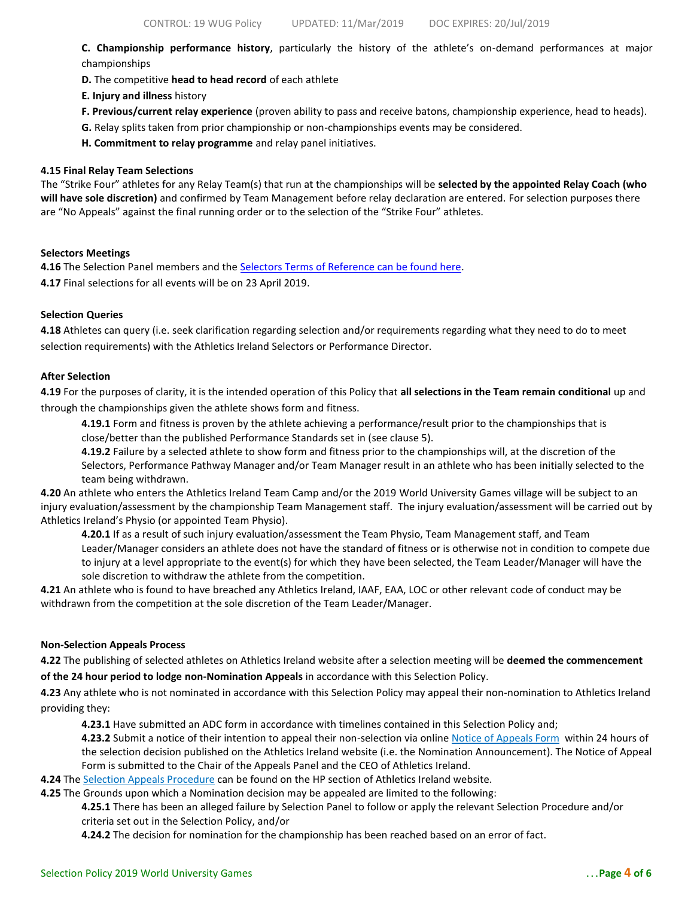**C. Championship performance history**, particularly the history of the athlete's on-demand performances at major championships

**D.** The competitive **head to head record** of each athlete

**E. Injury and illness** history

**F. Previous/current relay experience** (proven ability to pass and receive batons, championship experience, head to heads).

**G.** Relay splits taken from prior championship or non-championships events may be considered.

**H. Commitment to relay programme** and relay panel initiatives.

**4.15 Final Relay Team Selections**

The "Strike Four" athletes for any Relay Team(s) that run at the championships will be **selected by the appointed Relay Coach (who will have sole discretion)** and confirmed by Team Management before relay declaration are entered. For selection purposes there are "No Appeals" against the final running order or to the selection of the "Strike Four" athletes.

**Selectors Meetings**

**4.16** The Selection Panel members and the [Selectors Terms of Reference can be found here](#).

**4.17** Final selections for all events will be on 23 April 2019.

**Selection Queries**

**4.18** Athletes can query (i.e. seek clarification regarding selection and/or requirements regarding what they need to do to meet selection requirements) with the Athletics Ireland Selectors or Performance Director.

**After Selection**

**4.19** For the purposes of clarity, it is the intended operation of this Policy that **all selections in the Team remain conditional** up and through the championships given the athlete shows form and fitness.

**4.19.1** Form and fitness is proven by the athlete achieving a performance/result prior to the championships that is close/better than the published Performance Standards set in (see clause 5).

**4.19.2** Failure by a selected athlete to show form and fitness prior to the championships will, at the discretion of the Selectors, Performance Pathway Manager and/or Team Manager result in an athlete who has been initially selected to the team being withdrawn.

**4.20** An athlete who enters the Athletics Ireland Team Camp and/or the 2019 World University Games village will be subject to an injury evaluation/assessment by the championship Team Management staff. The injury evaluation/assessment will be carried out by Athletics Ireland's Physio (or appointed Team Physio).

**4.20.1** If as a result of such injury evaluation/assessment the Team Physio, Team Management staff, and Team Leader/Manager considers an athlete does not have the standard of fitness or is otherwise not in condition to compete due to injury at a level appropriate to the event(s) for which they have been selected, the Team Leader/Manager will have the sole discretion to withdraw the athlete from the competition.

**4.21** An athlete who is found to have breached any Athletics Ireland, IAAF, EAA, LOC or other relevant code of conduct may be withdrawn from the competition at the sole discretion of the Team Leader/Manager.

**Non-Selection Appeals Process**

**4.22** The publishing of selected athletes on Athletics Ireland website after a selection meeting will be **deemed the commencement of the 24 hour period to lodge non-Nomination Appeals** in accordance with this Selection Policy.

**4.23** Any athlete who is not nominated in accordance with this Selection Policy may appeal their non-nomination to Athletics Ireland providing they:

**4.23.1** Have submitted an ADC form in accordance with timelines contained in this Selection Policy and;

**4.23.2** Submit a notice of their intention to appeal their non-selection via online [Notice of Appeals Form](#) within 24 hours of the selection decision published on the Athletics Ireland website (i.e. the Nomination Announcement). The Notice of Appeal Form is submitted to the Chair of the Appeals Panel and the CEO of Athletics Ireland.

**4.24** The [Selection Appeals Procedure](#) can be found on the HP section of Athletics Ireland website.

**4.25** The Grounds upon which a Nomination decision may be appealed are limited to the following:

**4.25.1** There has been an alleged failure by Selection Panel to follow or apply the relevant Selection Procedure and/or criteria set out in the Selection Policy, and/or

**4.24.2** The decision for nomination for the championship has been reached based on an error of fact.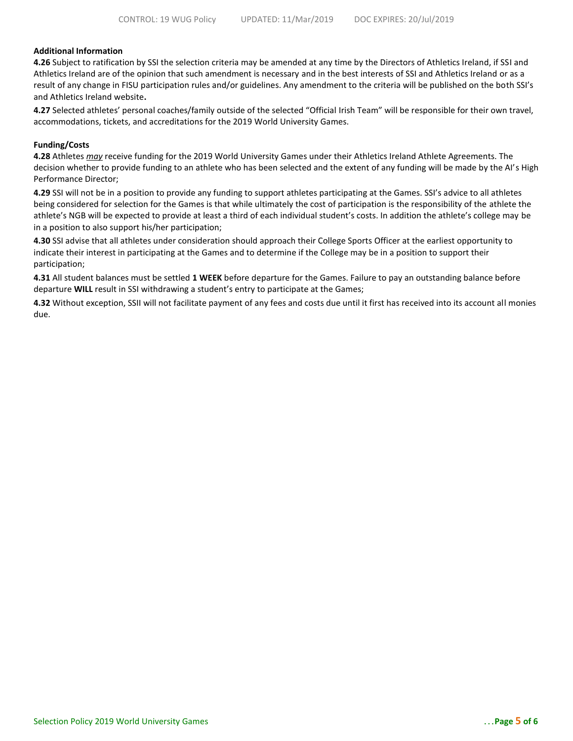**Additional Information**

**4.26** Subject to ratification by SSI the selection criteria may be amended at any time by the Directors of Athletics Ireland, if SSI and Athletics Ireland are of the opinion that such amendment is necessary and in the best interests of SSI and Athletics Ireland or as a result of any change in FISU participation rules and/or guidelines. Any amendment to the criteria will be published on the both SSI's and Athletics Ireland website**.**

**4.27** Selected athletes' personal coaches/family outside of the selected "Official Irish Team" will be responsible for their own travel, accommodations, tickets, and accreditations for the 2019 World University Games.

**Funding/Costs**

**4.28** Athletes *may* receive funding for the 2019 World University Games under their Athletics Ireland Athlete Agreements. The decision whether to provide funding to an athlete who has been selected and the extent of any funding will be made by the AI's High Performance Director;

**4.29** SSI will not be in a position to provide any funding to support athletes participating at the Games. SSI's advice to all athletes being considered for selection for the Games is that while ultimately the cost of participation is the responsibility of the athlete the athlete's NGB will be expected to provide at least a third of each individual student's costs. In addition the athlete's college may be in a position to also support his/her participation;

**4.30** SSI advise that all athletes under consideration should approach their College Sports Officer at the earliest opportunity to indicate their interest in participating at the Games and to determine if the College may be in a position to support their participation;

**4.31** All student balances must be settled **1 WEEK** before departure for the Games. Failure to pay an outstanding balance before departure **WILL** result in SSI withdrawing a student's entry to participate at the Games;

**4.32** Without exception, SSII will not facilitate payment of any fees and costs due until it first has received into its account all monies due.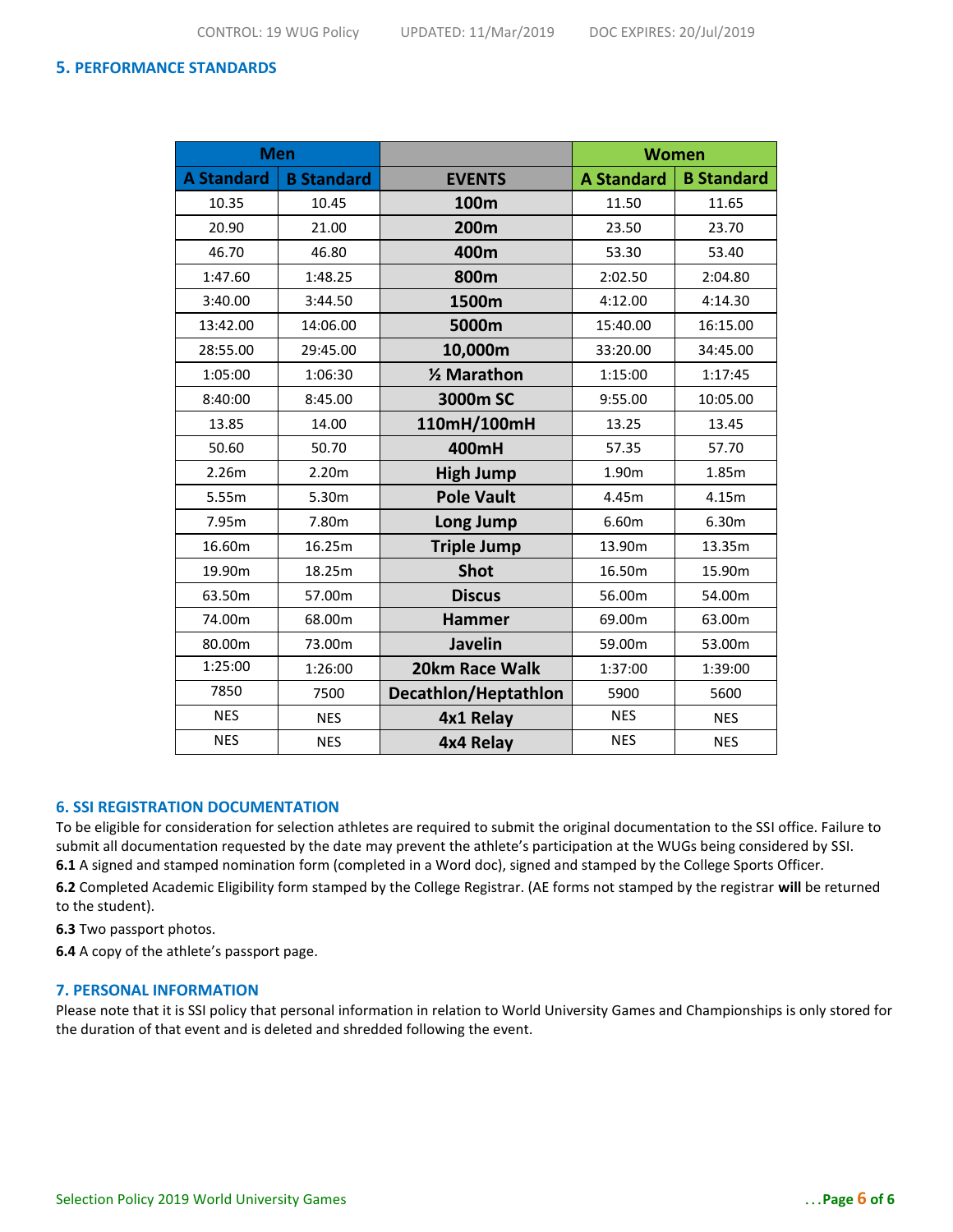## 5. PERFORMANCE STANDARDS

| Men | | | Women | |
|---|---|---|---|---|
| **A Standard** | **B Standard** | **EVENTS** | **A Standard** | **B Standard** |
| 10.35 | 10.45 | **100m** | 11.50 | 11.65 |
| 20.90 | 21.00 | **200m** | 23.50 | 23.70 |
| 46.70 | 46.80 | **400m** | 53.30 | 53.40 |
| 1:47.60 | 1:48.25 | **800m** | 2:02.50 | 2:04.80 |
| 3:40.00 | 3:44.50 | **1500m** | 4:12.00 | 4:14.30 |
| 13:42.00 | 14:06.00 | **5000m** | 15:40.00 | 16:15.00 |
| 28:55.00 | 29:45.00 | **10,000m** | 33:20.00 | 34:45.00 |
| 1:05:00 | 1:06:30 | **½ Marathon** | 1:15:00 | 1:17:45 |
| 8:40:00 | 8:45.00 | **3000m SC** | 9:55.00 | 10:05.00 |
| 13.85 | 14.00 | **110mH/100mH** | 13.25 | 13.45 |
| 50.60 | 50.70 | **400mH** | 57.35 | 57.70 |
| 2.26m | 2.20m | **High Jump** | 1.90m | 1.85m |
| 5.55m | 5.30m | **Pole Vault** | 4.45m | 4.15m |
| 7.95m | 7.80m | **Long Jump** | 6.60m | 6.30m |
| 16.60m | 16.25m | **Triple Jump** | 13.90m | 13.35m |
| 19.90m | 18.25m | **Shot** | 16.50m | 15.90m |
| 63.50m | 57.00m | **Discus** | 56.00m | 54.00m |
| 74.00m | 68.00m | **Hammer** | 69.00m | 63.00m |
| 80.00m | 73.00m | **Javelin** | 59.00m | 53.00m |
| 1:25:00 | 1:26:00 | **20km Race Walk** | 1:37:00 | 1:39:00 |
| 7850 | 7500 | **Decathlon/Heptathlon** | 5900 | 5600 |
| NES | NES | **4x1 Relay** | NES | NES |
| NES | NES | **4x4 Relay** | NES | NES |

## 6. SSI REGISTRATION DOCUMENTATION

To be eligible for consideration for selection athletes are required to submit the original documentation to the SSI office. Failure to submit all documentation requested by the date may prevent the athlete's participation at the WUGs being considered by SSI.

**6.1** A signed and stamped nomination form (completed in a Word doc), signed and stamped by the College Sports Officer.

**6.2** Completed Academic Eligibility form stamped by the College Registrar. (AE forms not stamped by the registrar **will** be returned to the student).

**6.3** Two passport photos.

**6.4** A copy of the athlete's passport page.

## 7. PERSONAL INFORMATION

Please note that it is SSI policy that personal information in relation to World University Games and Championships is only stored for the duration of that event and is deleted and shredded following the event.